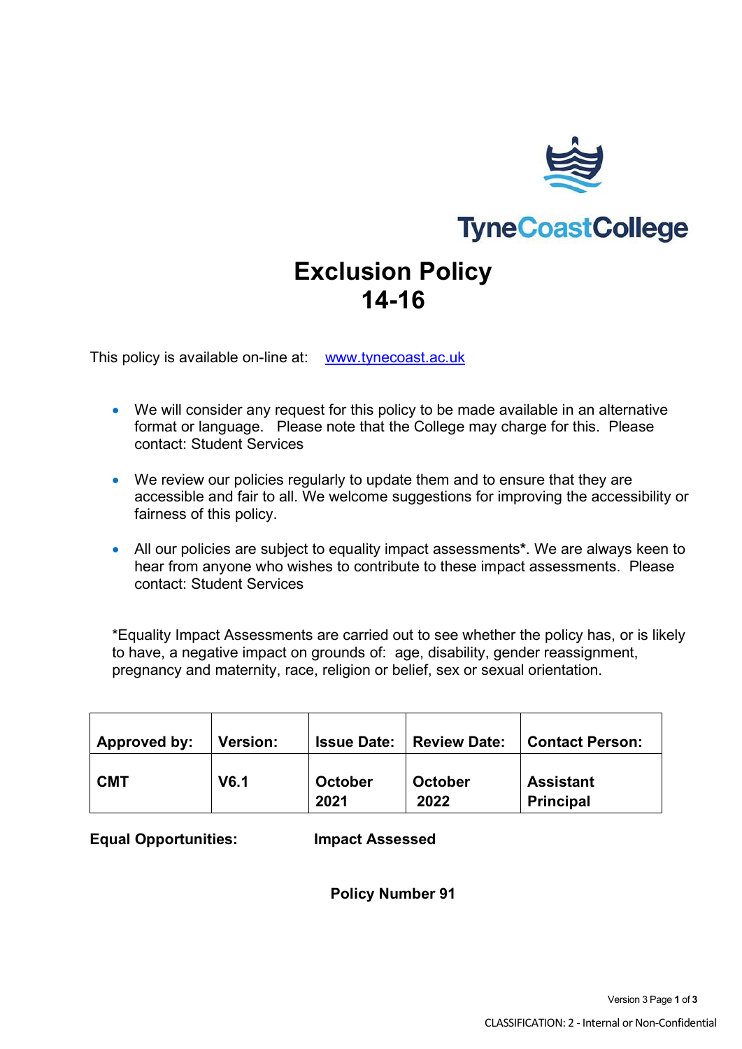TyneCoastCollege

# Exclusion Policy 14-16

This policy is available on-line at: [www.tynecoast.ac.uk](http://www.tynecoast.ac.uk)

- We will consider any request for this policy to be made available in an alternative format or language. Please note that the College may charge for this. Please contact: Student Services
- We review our policies regularly to update them and to ensure that they are accessible and fair to all. We welcome suggestions for improving the accessibility or fairness of this policy.
- All our policies are subject to equality impact assessments**\***. We are always keen to hear from anyone who wishes to contribute to these impact assessments. Please contact: Student Services

*Equality Impact Assessments are carried out to see whether the policy has, or is likely to have, a negative impact on grounds of: age, disability, gender reassignment, pregnancy and maternity, race, religion or belief, sex or sexual orientation.

| **Approved by:** | **Version:** | **Issue Date:** | **Review Date:** | **Contact Person:** |
|---|---|---|---|---|
| **CMT** | **V6.1** | **October 2021** | **October 2022** | **Assistant Principal** |

**Equal Opportunities:** **Impact Assessed**

**Policy Number 91**

CLASSIFICATION: 2 - Internal or Non-Confidential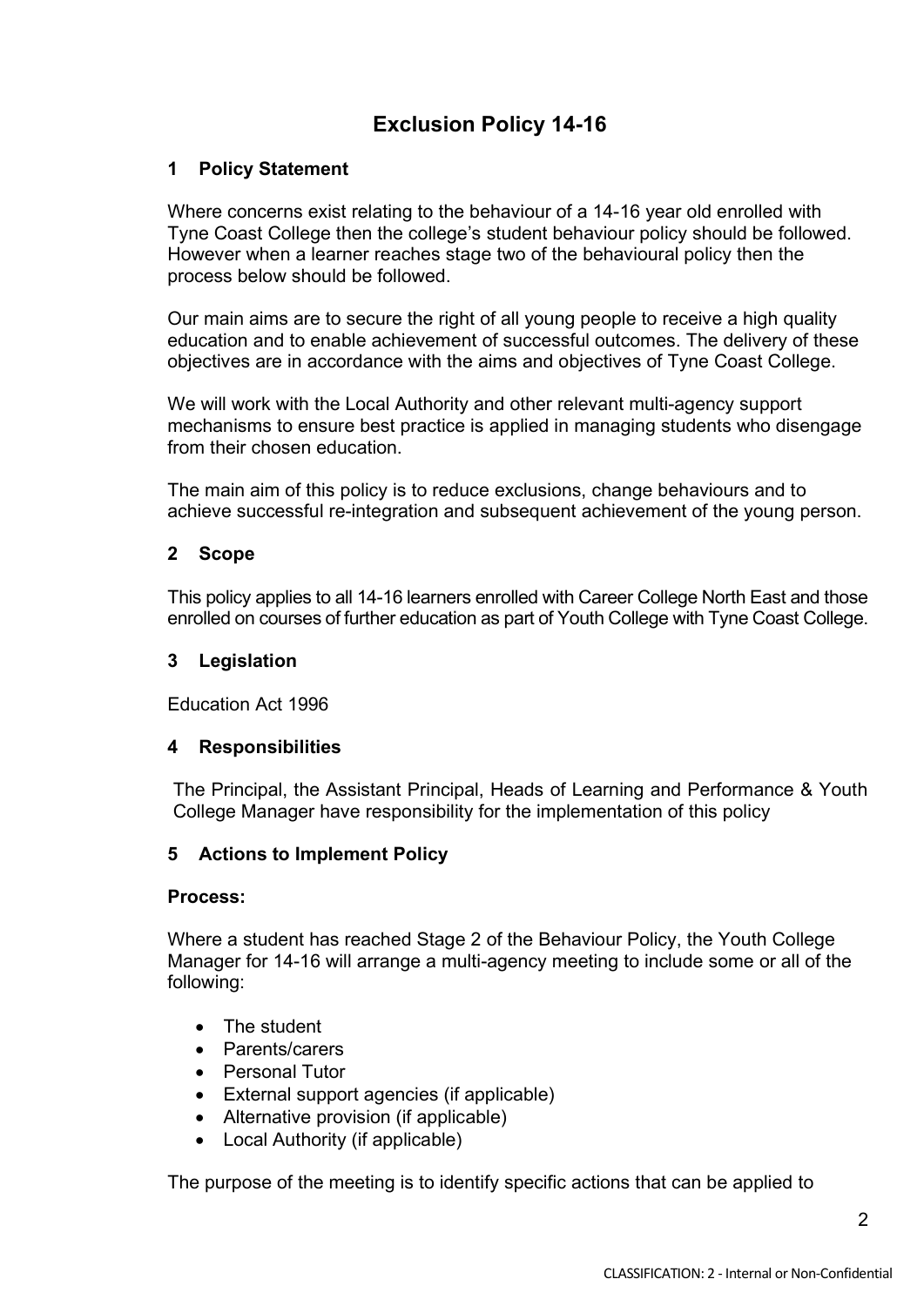# Exclusion Policy 14-16

## 1 Policy Statement

Where concerns exist relating to the behaviour of a 14-16 year old enrolled with Tyne Coast College then the college's student behaviour policy should be followed. However when a learner reaches stage two of the behavioural policy then the process below should be followed.

Our main aims are to secure the right of all young people to receive a high quality education and to enable achievement of successful outcomes. The delivery of these objectives are in accordance with the aims and objectives of Tyne Coast College.

We will work with the Local Authority and other relevant multi-agency support mechanisms to ensure best practice is applied in managing students who disengage from their chosen education.

The main aim of this policy is to reduce exclusions, change behaviours and to achieve successful re-integration and subsequent achievement of the young person.

## 2 Scope

This policy applies to all 14-16 learners enrolled with Career College North East and those enrolled on courses of further education as part of Youth College with Tyne Coast College.

## 3 Legislation

Education Act 1996

## 4 Responsibilities

The Principal, the Assistant Principal, Heads of Learning and Performance & Youth College Manager have responsibility for the implementation of this policy

## 5 Actions to Implement Policy

**Process:**

Where a student has reached Stage 2 of the Behaviour Policy, the Youth College Manager for 14-16 will arrange a multi-agency meeting to include some or all of the following:

- The student
- Parents/carers
- Personal Tutor
- External support agencies (if applicable)
- Alternative provision (if applicable)
- Local Authority (if applicable)

The purpose of the meeting is to identify specific actions that can be applied to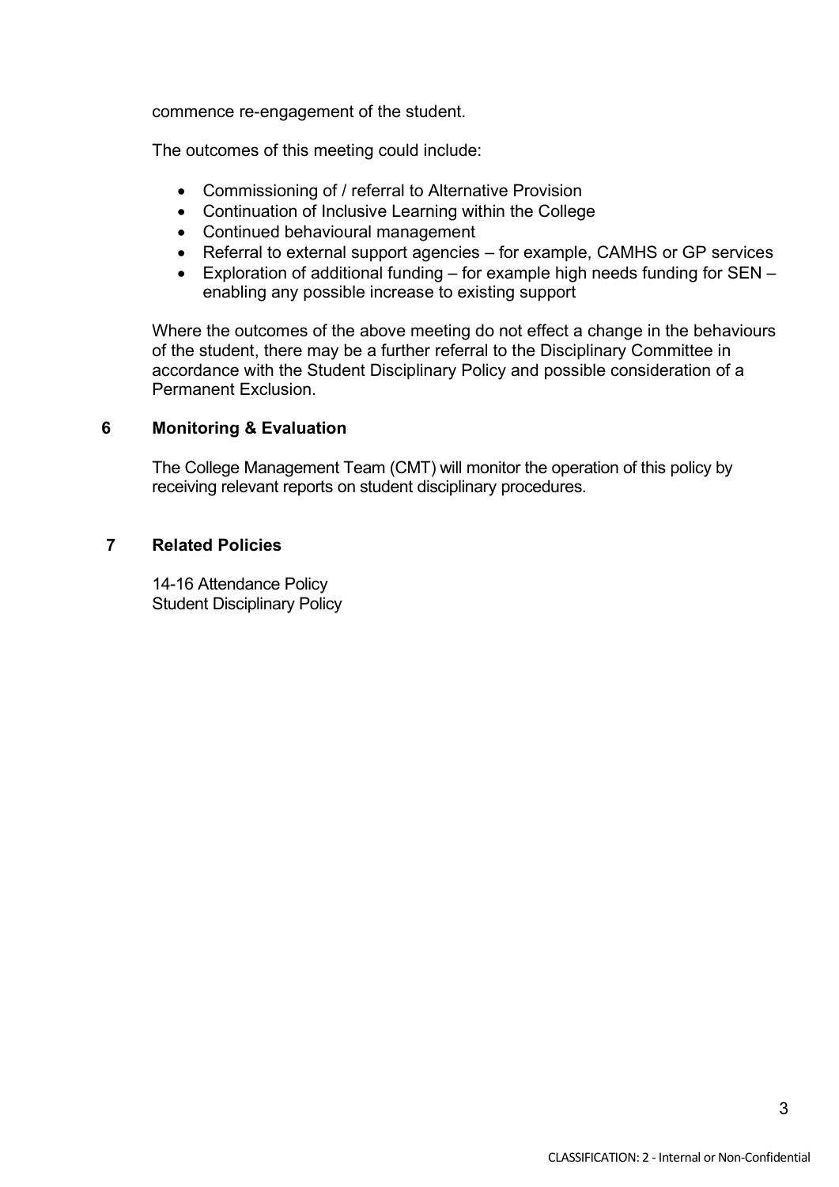commence re-engagement of the student.

The outcomes of this meeting could include:

- Commissioning of / referral to Alternative Provision
- Continuation of Inclusive Learning within the College
- Continued behavioural management
- Referral to external support agencies – for example, CAMHS or GP services
- Exploration of additional funding – for example high needs funding for SEN – enabling any possible increase to existing support

Where the outcomes of the above meeting do not effect a change in the behaviours of the student, there may be a further referral to the Disciplinary Committee in accordance with the Student Disciplinary Policy and possible consideration of a Permanent Exclusion.

## 6 Monitoring & Evaluation

The College Management Team (CMT) will monitor the operation of this policy by receiving relevant reports on student disciplinary procedures.

## 7 Related Policies

14-16 Attendance Policy
Student Disciplinary Policy

CLASSIFICATION: 2 - Internal or Non-Confidential